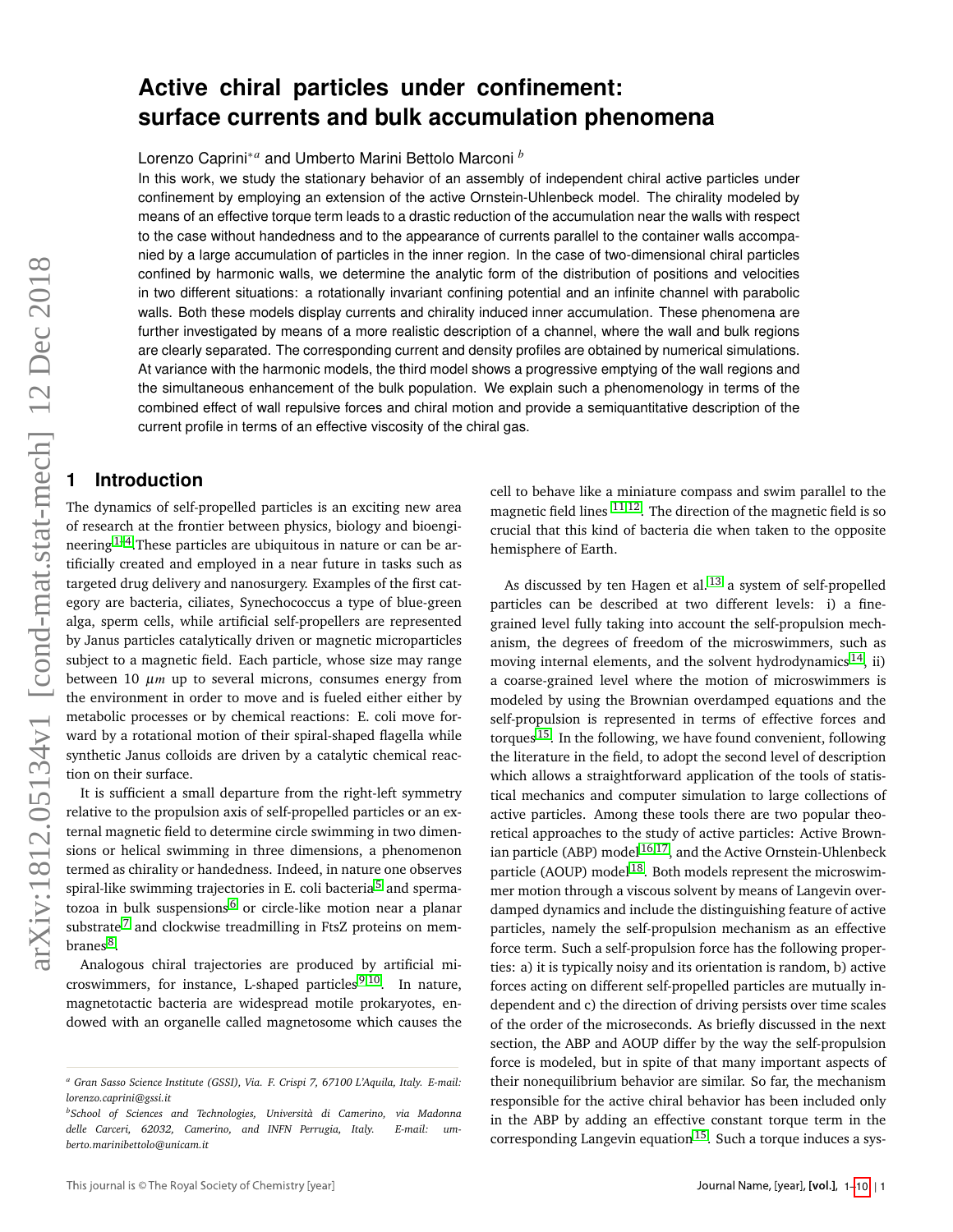# Active chiral particles under confinement: surface currents and bulk accumulation phenomena

Lorenzo Caprini[∗a] and Umberto Marini Bettolo Marconi[b]

In this work, we study the stationary behavior of an assembly of independent chiral active particles under confinement by employing an extension of the active Ornstein-Uhlenbeck model. The chirality modeled by means of an effective torque term leads to a drastic reduction of the accumulation near the walls with respect to the case without handedness and to the appearance of currents parallel to the container walls accompanied by a large accumulation of particles in the inner region. In the case of two-dimensional chiral particles confined by harmonic walls, we determine the analytic form of the distribution of positions and velocities in two different situations: a rotationally invariant confining potential and an infinite channel with parabolic walls. Both these models display currents and chirality induced inner accumulation. These phenomena are further investigated by means of a more realistic description of a channel, where the wall and bulk regions are clearly separated. The corresponding current and density profiles are obtained by numerical simulations. At variance with the harmonic models, the third model shows a progressive emptying of the wall regions and the simultaneous enhancement of the bulk population. We explain such a phenomenology in terms of the combined effect of wall repulsive forces and chiral motion and provide a semiquantitative description of the current profile in terms of an effective viscosity of the chiral gas.

## 1 Introduction

The dynamics of self-propelled particles is an exciting new area of research at the frontier between physics, biology and bioengineering[1–4].These particles are ubiquitous in nature or can be artificially created and employed in a near future in tasks such as targeted drug delivery and nanosurgery. Examples of the first category are bacteria, ciliates, Synechococcus a type of blue-green alga, sperm cells, while artificial self-propellers are represented by Janus particles catalytically driven or magnetic microparticles subject to a magnetic field. Each particle, whose size may range between 10 $\mu m$ up to several microns, consumes energy from the environment in order to move and is fueled either either by metabolic processes or by chemical reactions: E. coli move forward by a rotational motion of their spiral-shaped flagella while synthetic Janus colloids are driven by a catalytic chemical reaction on their surface.

It is sufficient a small departure from the right-left symmetry relative to the propulsion axis of self-propelled particles or an external magnetic field to determine circle swimming in two dimensions or helical swimming in three dimensions, a phenomenon termed as chirality or handedness. Indeed, in nature one observes spiral-like swimming trajectories in E. coli bacteria[5] and spermatozoa in bulk suspensions[6] or circle-like motion near a planar substrate[7] and clockwise treadmilling in FtsZ proteins on membranes[8].

Analogous chiral trajectories are produced by artificial microswimmers, for instance, L-shaped particles[9,10]. In nature, magnetotactic bacteria are widespread motile prokaryotes, endowed with an organelle called magnetosome which causes the cell to behave like a miniature compass and swim parallel to the magnetic field lines [11,12]. The direction of the magnetic field is so crucial that this kind of bacteria die when taken to the opposite hemisphere of Earth.

As discussed by ten Hagen et al.[13] a system of self-propelled particles can be described at two different levels: i) a fine-grained level fully taking into account the self-propulsion mechanism, the degrees of freedom of the microswimmers, such as moving internal elements, and the solvent hydrodynamics[14], ii) a coarse-grained level where the motion of microswimmers is modeled by using the Brownian overdamped equations and the self-propulsion is represented in terms of effective forces and torques[15]. In the following, we have found convenient, following the literature in the field, to adopt the second level of description which allows a straightforward application of the tools of statistical mechanics and computer simulation to large collections of active particles. Among these tools there are two popular theoretical approaches to the study of active particles: Active Brownian particle (ABP) model[16,17], and the Active Ornstein-Uhlenbeck particle (AOUP) model[18]. Both models represent the microswimmer motion through a viscous solvent by means of Langevin overdamped dynamics and include the distinguishing feature of active particles, namely the self-propulsion mechanism as an effective force term. Such a self-propulsion force has the following properties: a) it is typically noisy and its orientation is random, b) active forces acting on different self-propelled particles are mutually independent and c) the direction of driving persists over time scales of the order of the microseconds. As briefly discussed in the next section, the ABP and AOUP differ by the way the self-propulsion force is modeled, but in spite of that many important aspects of their nonequilibrium behavior are similar. So far, the mechanism responsible for the active chiral behavior has been included only in the ABP by adding an effective constant torque term in the corresponding Langevin equation[15]. Such a torque induces a sys-

---

[a] *Gran Sasso Science Institute (GSSI), Via. F. Crispi 7, 67100 L'Aquila, Italy. E-mail: lorenzo.caprini@gssi.it*

[b] *School of Sciences and Technologies, Università di Camerino, via Madonna delle Carceri, 62032, Camerino, and INFN Perrugia, Italy. E-mail: umberto.marinibettolo@unicam.it*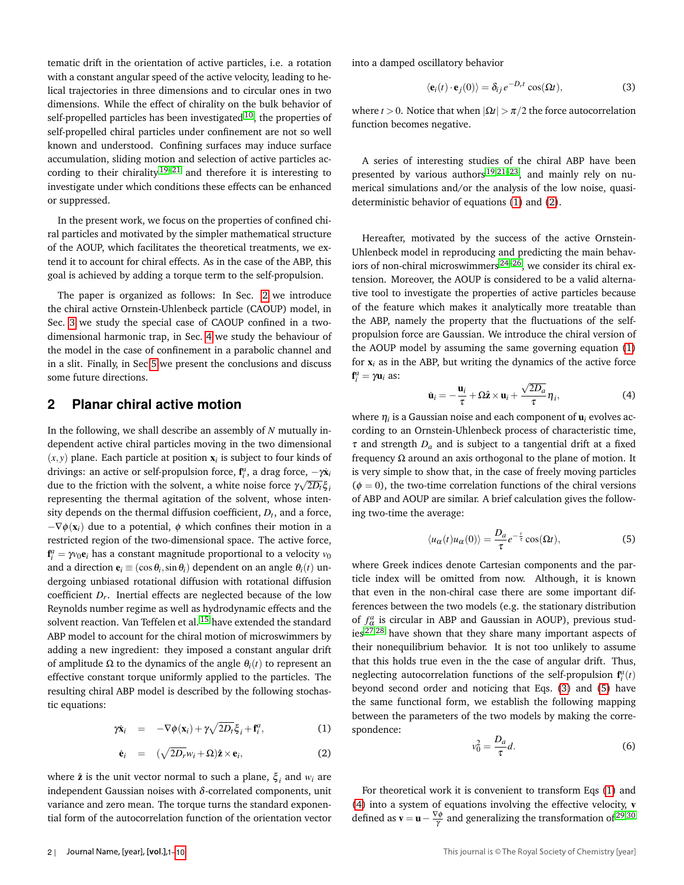tematic drift in the orientation of active particles, i.e. a rotation with a constant angular speed of the active velocity, leading to helical trajectories in three dimensions and to circular ones in two dimensions. While the effect of chirality on the bulk behavior of self-propelled particles has been investigated[10], the properties of self-propelled chiral particles under confinement are not so well known and understood. Confining surfaces may induce surface accumulation, sliding motion and selection of active particles according to their chirality[19–21] and therefore it is interesting to investigate under which conditions these effects can be enhanced or suppressed.

In the present work, we focus on the properties of confined chiral particles and motivated by the simpler mathematical structure of the AOUP, which facilitates the theoretical treatments, we extend it to account for chiral effects. As in the case of the ABP, this goal is achieved by adding a torque term to the self-propulsion.

The paper is organized as follows: In Sec. 2 we introduce the chiral active Ornstein-Uhlenbeck particle (CAOUP) model, in Sec. 3 we study the special case of CAOUP confined in a two-dimensional harmonic trap, in Sec. 4 we study the behaviour of the model in the case of confinement in a parabolic channel and in a slit. Finally, in Sec 5 we present the conclusions and discuss some future directions.

## 2 Planar chiral active motion

In the following, we shall describe an assembly of $N$ mutually independent active chiral particles moving in the two dimensional $(x,y)$ plane. Each particle at position $\mathbf{x}_i$ is subject to four kinds of drivings: an active or self-propulsion force, $\mathbf{f}^a_i$, a drag force, $-\gamma\dot{\mathbf{x}}_i$ due to the friction with the solvent, a white noise force $\gamma\sqrt{2D_t}\xi_i$ representing the thermal agitation of the solvent, whose intensity depends on the thermal diffusion coefficient, $D_t$, and a force, $-\nabla\phi(\mathbf{x}_i)$ due to a potential, $\phi$ which confines their motion in a restricted region of the two-dimensional space. The active force, $\mathbf{f}^a_i = \gamma v_0 \mathbf{e}_i$ has a constant magnitude proportional to a velocity $v_0$ and a direction $\mathbf{e}_i \equiv (\cos\theta_i, \sin\theta_i)$ dependent on an angle $\theta_i(t)$ undergoing unbiased rotational diffusion with rotational diffusion coefficient $D_r$. Inertial effects are neglected because of the low Reynolds number regime as well as hydrodynamic effects and the solvent reaction. Van Teffelen et al.[15] have extended the standard ABP model to account for the chiral motion of microswimmers by adding a new ingredient: they imposed a constant angular drift of amplitude $\Omega$ to the dynamics of the angle $\theta_i(t)$ to represent an effective constant torque uniformly applied to the particles. The resulting chiral ABP model is described by the following stochastic equations:

$$\gamma\dot{\mathbf{x}}_i = -\nabla\phi(\mathbf{x}_i) + \gamma\sqrt{2D_t}\xi_i + \mathbf{f}^a_i, \tag{1}$$

$$\dot{\mathbf{e}}_i = (\sqrt{2D_r}w_i + \Omega)\hat{\mathbf{z}} \times \mathbf{e}_i, \tag{2}$$

where $\hat{\mathbf{z}}$ is the unit vector normal to such a plane, $\xi_i$ and $w_i$ are independent Gaussian noises with $\delta$-correlated components, unit variance and zero mean. The torque turns the standard exponential form of the autocorrelation function of the orientation vector into a damped oscillatory behavior

$$\langle \mathbf{e}_i(t) \cdot \mathbf{e}_j(0) \rangle = \delta_{ij} e^{-D_r t} \cos(\Omega t), \tag{3}$$

where $t > 0$. Notice that when $|\Omega t| > \pi/2$ the force autocorrelation function becomes negative.

A series of interesting studies of the chiral ABP have been presented by various authors[19,21–23], and mainly rely on numerical simulations and/or the analysis of the low noise, quasi-deterministic behavior of equations (1) and (2).

Hereafter, motivated by the success of the active Ornstein-Uhlenbeck model in reproducing and predicting the main behaviors of non-chiral microswimmers[24–26], we consider its chiral extension. Moreover, the AOUP is considered to be a valid alternative tool to investigate the properties of active particles because of the feature which makes it analytically more treatable than the ABP, namely the property that the fluctuations of the self-propulsion force are Gaussian. We introduce the chiral version of the AOUP model by assuming the same governing equation (1) for $\mathbf{x}_i$ as in the ABP, but writing the dynamics of the active force $\mathbf{f}^a_i = \gamma\mathbf{u}_i$ as:

$$\dot{\mathbf{u}}_i = -\frac{\mathbf{u}_i}{\tau} + \Omega\hat{\mathbf{z}} \times \mathbf{u}_i + \frac{\sqrt{2D_a}}{\tau}\eta_i, \tag{4}$$

where $\eta_i$ is a Gaussian noise and each component of $\mathbf{u}_i$ evolves according to an Ornstein-Uhlenbeck process of characteristic time, $\tau$ and strength $D_a$ and is subject to a tangential drift at a fixed frequency $\Omega$ around an axis orthogonal to the plane of motion. It is very simple to show that, in the case of freely moving particles ($\phi = 0$), the two-time correlation functions of the chiral versions of ABP and AOUP are similar. A brief calculation gives the following two-time the average:

$$\langle u_\alpha(t) u_\alpha(0) \rangle = \frac{D_a}{\tau} e^{-\frac{t}{\tau}} \cos(\Omega t), \tag{5}$$

where Greek indices denote Cartesian components and the particle index will be omitted from now. Although, it is known that even in the non-chiral case there are some important differences between the two models (e.g. the stationary distribution of $f^a_\alpha$ is circular in ABP and Gaussian in AOUP), previous studies[27,28] have shown that they share many important aspects of their nonequilibrium behavior. It is not too unlikely to assume that this holds true even in the the case of angular drift. Thus, neglecting autocorrelation functions of the self-propulsion $\mathbf{f}^a_i(t)$ beyond second order and noticing that Eqs. (3) and (5) have the same functional form, we establish the following mapping between the parameters of the two models by making the correspondence:

$$v_0^2 = \frac{D_a}{\tau} d. \tag{6}$$

For theoretical work it is convenient to transform Eqs (1) and (4) into a system of equations involving the effective velocity, $\mathbf{v}$ defined as $\mathbf{v} = \mathbf{u} - \frac{\nabla\phi}{\gamma}$ and generalizing the transformation of[29,30]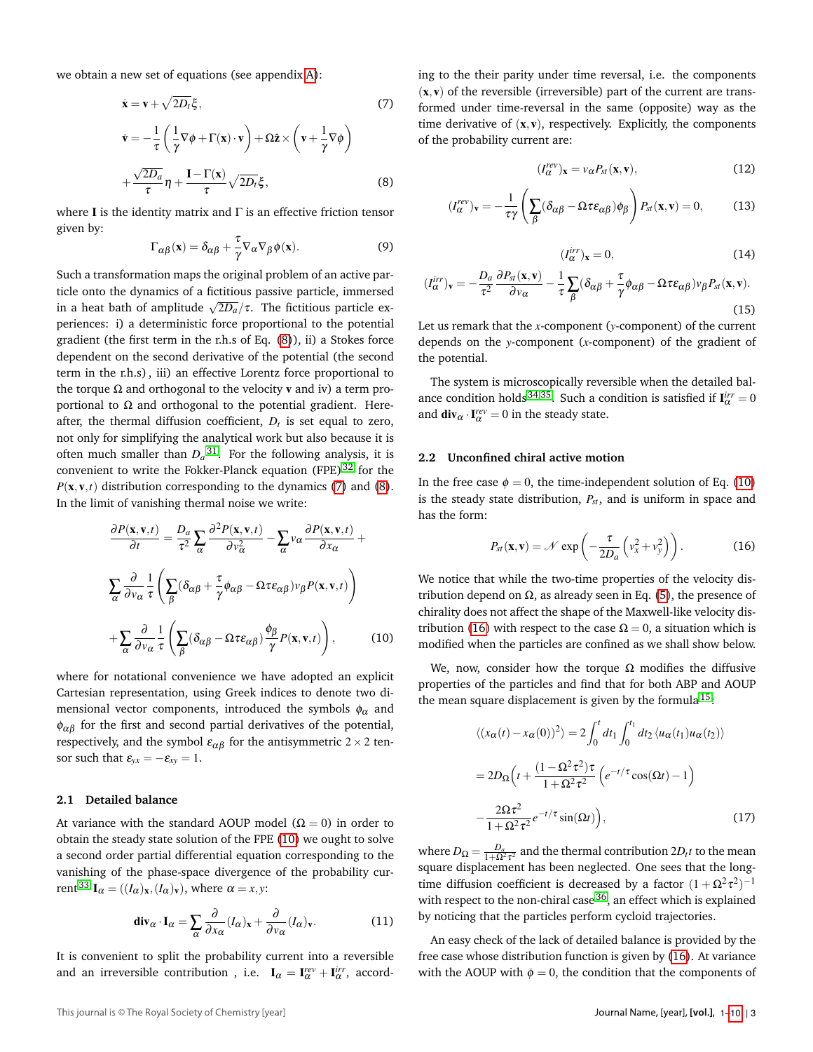we obtain a new set of equations (see appendix A):

$$\dot{\mathbf{x}} = \mathbf{v} + \sqrt{2D_t}\xi, \tag{7}$$

$$\dot{\mathbf{v}} = -\frac{1}{\tau}\left(\frac{1}{\gamma}\nabla\phi + \Gamma(\mathbf{x})\cdot\mathbf{v}\right) + \Omega\hat{\mathbf{z}}\times\left(\mathbf{v} + \frac{1}{\gamma}\nabla\phi\right)$$

$$+\frac{\sqrt{2D_a}}{\tau}\eta + \frac{\mathbf{I}-\Gamma(\mathbf{x})}{\tau}\sqrt{2D_t}\xi, \tag{8}$$

where $\mathbf{I}$ is the identity matrix and $\Gamma$ is an effective friction tensor given by:

$$\Gamma_{\alpha\beta}(\mathbf{x}) = \delta_{\alpha\beta} + \frac{\tau}{\gamma}\nabla_\alpha\nabla_\beta\phi(\mathbf{x}). \tag{9}$$

Such a transformation maps the original problem of an active particle onto the dynamics of a fictitious passive particle, immersed in a heat bath of amplitude $\sqrt{2D_a}/\tau$. The fictitious particle experiences: i) a deterministic force proportional to the potential gradient (the first term in the r.h.s of Eq. (8)), ii) a Stokes force dependent on the second derivative of the potential (the second term in the r.h.s) , iii) an effective Lorentz force proportional to the torque $\Omega$ and orthogonal to the velocity $\mathbf{v}$ and iv) a term proportional to $\Omega$ and orthogonal to the potential gradient. Hereafter, the thermal diffusion coefficient, $D_t$ is set equal to zero, not only for simplifying the analytical work but also because it is often much smaller than $D_a$[31]. For the following analysis, it is convenient to write the Fokker-Planck equation (FPE)[32] for the $P(\mathbf{x},\mathbf{v},t)$ distribution corresponding to the dynamics (7) and (8). In the limit of vanishing thermal noise we write:

$$\frac{\partial P(\mathbf{x},\mathbf{v},t)}{\partial t} = \frac{D_a}{\tau^2}\sum_\alpha\frac{\partial^2 P(\mathbf{x},\mathbf{v},t)}{\partial v_\alpha^2} - \sum_\alpha v_\alpha\frac{\partial P(\mathbf{x},\mathbf{v},t)}{\partial x_\alpha} +$$

$$\sum_\alpha\frac{\partial}{\partial v_\alpha}\frac{1}{\tau}\left(\sum_\beta(\delta_{\alpha\beta} + \frac{\tau}{\gamma}\phi_{\alpha\beta} - \Omega\tau\varepsilon_{\alpha\beta})v_\beta P(\mathbf{x},\mathbf{v},t)\right)$$

$$+\sum_\alpha\frac{\partial}{\partial v_\alpha}\frac{1}{\tau}\left(\sum_\beta(\delta_{\alpha\beta} - \Omega\tau\varepsilon_{\alpha\beta})\frac{\phi_\beta}{\gamma}P(\mathbf{x},\mathbf{v},t)\right), \tag{10}$$

where for notational convenience we have adopted an explicit Cartesian representation, using Greek indices to denote two dimensional vector components, introduced the symbols $\phi_\alpha$ and $\phi_{\alpha\beta}$ for the first and second partial derivatives of the potential, respectively, and the symbol $\varepsilon_{\alpha\beta}$ for the antisymmetric $2\times 2$ tensor such that $\varepsilon_{yx} = -\varepsilon_{xy} = 1$.

### 2.1 Detailed balance

At variance with the standard AOUP model ($\Omega = 0$) in order to obtain the steady state solution of the FPE (10) we ought to solve a second order partial differential equation corresponding to the vanishing of the phase-space divergence of the probability current[33] $\mathbf{I}_\alpha = ((I_\alpha)_\mathbf{x}, (I_\alpha)_\mathbf{v})$, where $\alpha = x, y$:

$$\mathbf{div}_\alpha\cdot\mathbf{I}_\alpha = \sum_\alpha\frac{\partial}{\partial x_\alpha}(I_\alpha)_\mathbf{x} + \frac{\partial}{\partial v_\alpha}(I_\alpha)_\mathbf{v}. \tag{11}$$

It is convenient to split the probability current into a reversible and an irreversible contribution , i.e. $\mathbf{I}_\alpha = \mathbf{I}^{rev}_\alpha + \mathbf{I}^{irr}_\alpha$, according to the their parity under time reversal, i.e. the components $(\mathbf{x},\mathbf{v})$ of the reversible (irreversible) part of the current are transformed under time-reversal in the same (opposite) way as the time derivative of $(\mathbf{x},\mathbf{v})$, respectively. Explicitly, the components of the probability current are:

$$(I^{rev}_\alpha)_\mathbf{x} = v_\alpha P_{st}(\mathbf{x},\mathbf{v}), \tag{12}$$

$$(I^{rev}_\alpha)_\mathbf{v} = -\frac{1}{\tau\gamma}\left(\sum_\beta(\delta_{\alpha\beta} - \Omega\tau\varepsilon_{\alpha\beta})\phi_\beta\right)P_{st}(\mathbf{x},\mathbf{v}) = 0, \tag{13}$$

$$(I^{irr}_\alpha)_\mathbf{x} = 0, \tag{14}$$

$$(I^{irr}_\alpha)_\mathbf{v} = -\frac{D_a}{\tau^2}\frac{\partial P_{st}(\mathbf{x},\mathbf{v})}{\partial v_\alpha} - \frac{1}{\tau}\sum_\beta(\delta_{\alpha\beta} + \frac{\tau}{\gamma}\phi_{\alpha\beta} - \Omega\tau\varepsilon_{\alpha\beta})v_\beta P_{st}(\mathbf{x},\mathbf{v}). \tag{15}$$

Let us remark that the $x$-component ($y$-component) of the current depends on the $y$-component ($x$-component) of the gradient of the potential.

The system is microscopically reversible when the detailed balance condition holds[34,35]. Such a condition is satisfied if $\mathbf{I}^{irr}_\alpha = 0$ and $\mathbf{div}_\alpha\cdot\mathbf{I}^{rev}_\alpha = 0$ in the steady state.

### 2.2 Unconfined chiral active motion

In the free case $\phi = 0$, the time-independent solution of Eq. (10) is the steady state distribution, $P_{st}$, and is uniform in space and has the form:

$$P_{st}(\mathbf{x},\mathbf{v}) = \mathcal{N}\exp\left(-\frac{\tau}{2D_a}\left(v_x^2 + v_y^2\right)\right). \tag{16}$$

We notice that while the two-time properties of the velocity distribution depend on $\Omega$, as already seen in Eq. (5), the presence of chirality does not affect the shape of the Maxwell-like velocity distribution (16) with respect to the case $\Omega = 0$, a situation which is modified when the particles are confined as we shall show below.

We, now, consider how the torque $\Omega$ modifies the diffusive properties of the particles and find that for both ABP and AOUP the mean square displacement is given by the formula[15]:

$$\langle(x_\alpha(t) - x_\alpha(0))^2\rangle = 2\int_0^t dt_1\int_0^{t_1} dt_2\,\langle u_\alpha(t_1)u_\alpha(t_2)\rangle$$

$$= 2D_\Omega\Big(t + \frac{(1-\Omega^2\tau^2)\tau}{1+\Omega^2\tau^2}\left(e^{-t/\tau}\cos(\Omega t) - 1\right)$$

$$-\frac{2\Omega\tau^2}{1+\Omega^2\tau^2}e^{-t/\tau}\sin(\Omega t)\Big), \tag{17}$$

where $D_\Omega = \frac{D_a}{1+\Omega^2\tau^2}$ and the thermal contribution $2D_t t$ to the mean square displacement has been neglected. One sees that the long-time diffusion coefficient is decreased by a factor $(1+\Omega^2\tau^2)^{-1}$ with respect to the non-chiral case[36], an effect which is explained by noticing that the particles perform cycloid trajectories.

An easy check of the lack of detailed balance is provided by the free case whose distribution function is given by (16). At variance with the AOUP with $\phi = 0$, the condition that the components of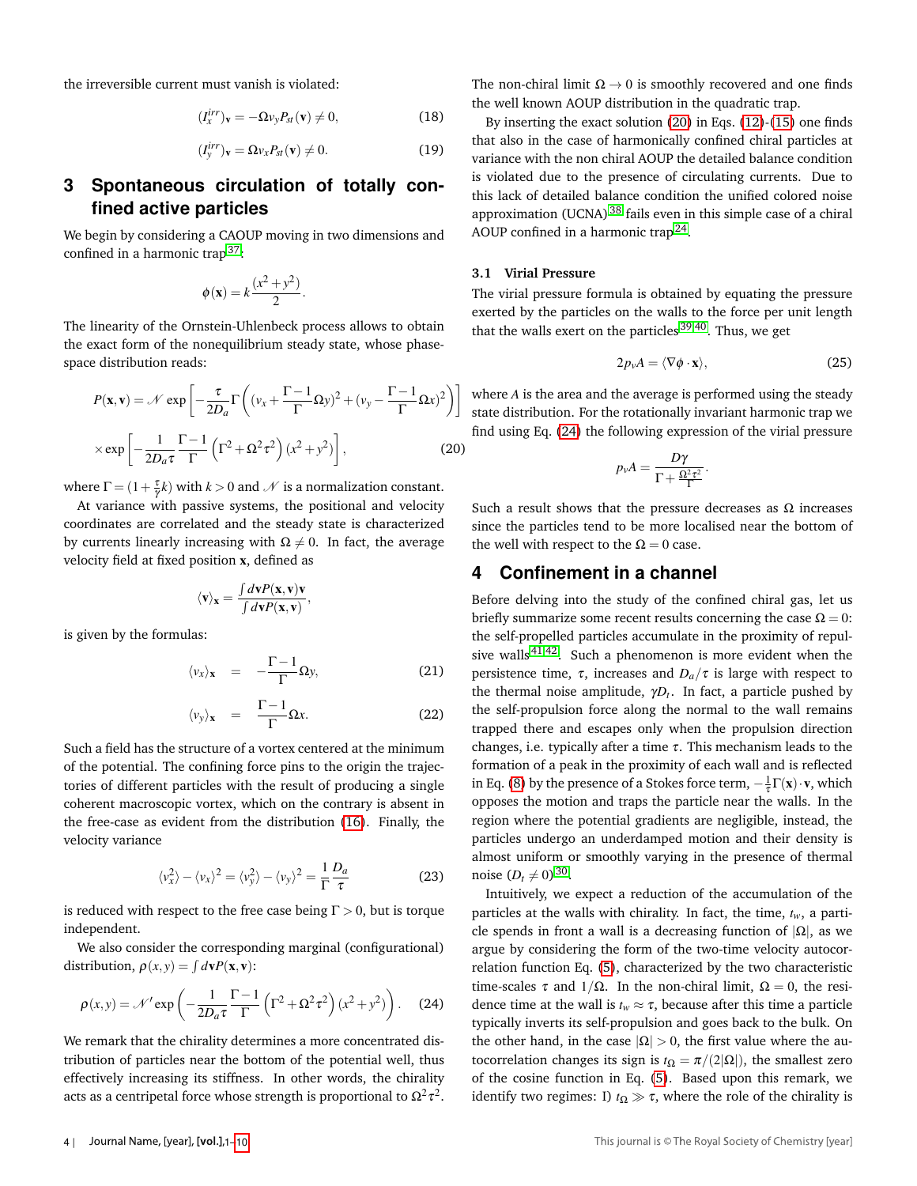the irreversible current must vanish is violated:

$$(I_x^{irr})_{\mathbf{v}} = -\Omega v_y P_{st}(\mathbf{v}) \neq 0, \tag{18}$$

$$(I_y^{irr})_{\mathbf{v}} = \Omega v_x P_{st}(\mathbf{v}) \neq 0. \tag{19}$$

## 3 Spontaneous circulation of totally confined active particles

We begin by considering a CAOUP moving in two dimensions and confined in a harmonic trap[37]:

$$\phi(\mathbf{x}) = k\frac{(x^2+y^2)}{2}.$$

The linearity of the Ornstein-Uhlenbeck process allows to obtain the exact form of the nonequilibrium steady state, whose phase-space distribution reads:

$$P(\mathbf{x},\mathbf{v}) = \mathcal{N} \exp\left[-\frac{\tau}{2D_a}\Gamma\left((v_x + \frac{\Gamma-1}{\Gamma}\Omega y)^2 + (v_y - \frac{\Gamma-1}{\Gamma}\Omega x)^2\right)\right]$$
$$\times \exp\left[-\frac{1}{2D_a\tau}\frac{\Gamma-1}{\Gamma}\left(\Gamma^2+\Omega^2\tau^2\right)(x^2+y^2)\right], \tag{20}$$

where $\Gamma = (1+\frac{\tau}{\gamma}k)$ with $k>0$ and $\mathcal{N}$ is a normalization constant.

At variance with passive systems, the positional and velocity coordinates are correlated and the steady state is characterized by currents linearly increasing with $\Omega \neq 0$. In fact, the average velocity field at fixed position $\mathbf{x}$, defined as

$$\langle \mathbf{v} \rangle_{\mathbf{x}} = \frac{\int d\mathbf{v} P(\mathbf{x},\mathbf{v})\mathbf{v}}{\int d\mathbf{v} P(\mathbf{x},\mathbf{v})},$$

is given by the formulas:

$$\langle v_x \rangle_{\mathbf{x}} = -\frac{\Gamma-1}{\Gamma}\Omega y, \tag{21}$$

$$\langle v_y \rangle_{\mathbf{x}} = \frac{\Gamma-1}{\Gamma}\Omega x. \tag{22}$$

Such a field has the structure of a vortex centered at the minimum of the potential. The confining force pins to the origin the trajectories of different particles with the result of producing a single coherent macroscopic vortex, which on the contrary is absent in the free-case as evident from the distribution (16). Finally, the velocity variance

$$\langle v_x^2 \rangle - \langle v_x \rangle^2 = \langle v_y^2 \rangle - \langle v_y \rangle^2 = \frac{1}{\Gamma}\frac{D_a}{\tau} \tag{23}$$

is reduced with respect to the free case being $\Gamma > 0$, but is torque independent.

We also consider the corresponding marginal (configurational) distribution, $\rho(x,y) = \int d\mathbf{v} P(\mathbf{x},\mathbf{v})$:

$$\rho(x,y) = \mathcal{N}' \exp\left(-\frac{1}{2D_a\tau}\frac{\Gamma-1}{\Gamma}\left(\Gamma^2+\Omega^2\tau^2\right)(x^2+y^2)\right). \tag{24}$$

We remark that the chirality determines a more concentrated distribution of particles near the bottom of the potential well, thus effectively increasing its stiffness. In other words, the chirality acts as a centripetal force whose strength is proportional to $\Omega^2\tau^2$. The non-chiral limit $\Omega \to 0$ is smoothly recovered and one finds the well known AOUP distribution in the quadratic trap.

By inserting the exact solution (20) in Eqs. (12)-(15) one finds that also in the case of harmonically confined chiral particles at variance with the non chiral AOUP the detailed balance condition is violated due to the presence of circulating currents. Due to this lack of detailed balance condition the unified colored noise approximation (UCNA)[38] fails even in this simple case of a chiral AOUP confined in a harmonic trap[24].

### 3.1 Virial Pressure

The virial pressure formula is obtained by equating the pressure exerted by the particles on the walls to the force per unit length that the walls exert on the particles[39,40]. Thus, we get

$$2p_v A = \langle \nabla\phi \cdot \mathbf{x} \rangle, \tag{25}$$

where $A$ is the area and the average is performed using the steady state distribution. For the rotationally invariant harmonic trap we find using Eq. (24) the following expression of the virial pressure

$$p_v A = \frac{D\gamma}{\Gamma + \frac{\Omega^2\tau^2}{\Gamma}}.$$

Such a result shows that the pressure decreases as $\Omega$ increases since the particles tend to be more localised near the bottom of the well with respect to the $\Omega = 0$ case.

## 4 Confinement in a channel

Before delving into the study of the confined chiral gas, let us briefly summarize some recent results concerning the case $\Omega = 0$: the self-propelled particles accumulate in the proximity of repulsive walls[41,42]. Such a phenomenon is more evident when the persistence time, $\tau$, increases and $D_a/\tau$ is large with respect to the thermal noise amplitude, $\gamma D_t$. In fact, a particle pushed by the self-propulsion force along the normal to the wall remains trapped there and escapes only when the propulsion direction changes, i.e. typically after a time $\tau$. This mechanism leads to the formation of a peak in the proximity of each wall and is reflected in Eq. (8) by the presence of a Stokes force term, $-\frac{1}{\tau}\Gamma(\mathbf{x})\cdot\mathbf{v}$, which opposes the motion and traps the particle near the walls. In the region where the potential gradients are negligible, instead, the particles undergo an underdamped motion and their density is almost uniform or smoothly varying in the presence of thermal noise ($D_t \neq 0$)[30].

Intuitively, we expect a reduction of the accumulation of the particles at the walls with chirality. In fact, the time, $t_w$, a particle spends in front a wall is a decreasing function of $|\Omega|$, as we argue by considering the form of the two-time velocity autocorrelation function Eq. (5), characterized by the two characteristic time-scales $\tau$ and $1/\Omega$. In the non-chiral limit, $\Omega = 0$, the residence time at the wall is $t_w \approx \tau$, because after this time a particle typically inverts its self-propulsion and goes back to the bulk. On the other hand, in the case $|\Omega| > 0$, the first value where the autocorrelation changes its sign is $t_\Omega = \pi/(2|\Omega|)$, the smallest zero of the cosine function in Eq. (5). Based upon this remark, we identify two regimes: I) $t_\Omega \gg \tau$, where the role of the chirality is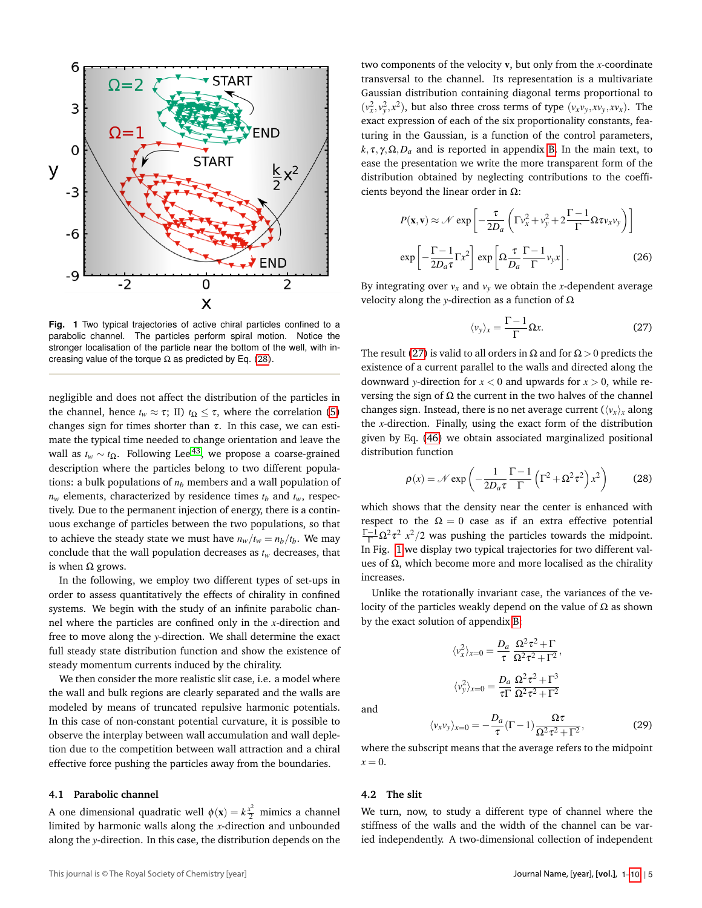Fig. 1 Two typical trajectories of active chiral particles confined to a parabolic channel. The particles perform spiral motion. Notice the stronger localisation of the particle near the bottom of the well, with increasing value of the torque $\Omega$ as predicted by Eq. (28).

negligible and does not affect the distribution of the particles in the channel, hence $t_w \approx \tau$; II) $t_\Omega \leq \tau$, where the correlation (5) changes sign for times shorter than $\tau$. In this case, we can estimate the typical time needed to change orientation and leave the wall as $t_w \sim t_\Omega$. Following Lee[43], we propose a coarse-grained description where the particles belong to two different populations: a bulk populations of $n_b$ members and a wall population of $n_w$ elements, characterized by residence times $t_b$ and $t_w$, respectively. Due to the permanent injection of energy, there is a continuous exchange of particles between the two populations, so that to achieve the steady state we must have $n_w/t_w = n_b/t_b$. We may conclude that the wall population decreases as $t_w$ decreases, that is when $\Omega$ grows.

In the following, we employ two different types of set-ups in order to assess quantitatively the effects of chirality in confined systems. We begin with the study of an infinite parabolic channel where the particles are confined only in the $x$-direction and free to move along the $y$-direction. We shall determine the exact full steady state distribution function and show the existence of steady momentum currents induced by the chirality.

We then consider the more realistic slit case, i.e. a model where the wall and bulk regions are clearly separated and the walls are modeled by means of truncated repulsive harmonic potentials. In this case of non-constant potential curvature, it is possible to observe the interplay between wall accumulation and wall depletion due to the competition between wall attraction and a chiral effective force pushing the particles away from the boundaries.

### 4.1 Parabolic channel

A one dimensional quadratic well $\phi(\mathbf{x}) = k\frac{x^2}{2}$ mimics a channel limited by harmonic walls along the $x$-direction and unbounded along the $y$-direction. In this case, the distribution depends on the two components of the velocity $\mathbf{v}$, but only from the $x$-coordinate transversal to the channel. Its representation is a multivariate Gaussian distribution containing diagonal terms proportional to $(v_x^2, v_y^2, x^2)$, but also three cross terms of type $(v_x v_y, x v_y, x v_x)$. The exact expression of each of the six proportionality constants, featuring in the Gaussian, is a function of the control parameters, $k, \tau, \gamma, \Omega, D_a$ and is reported in appendix B. In the main text, to ease the presentation we write the more transparent form of the distribution obtained by neglecting contributions to the coefficients beyond the linear order in $\Omega$:

$$
P(\mathbf{x},\mathbf{v}) \approx \mathcal{N} \exp\left[-\frac{\tau}{2D_a}\left(\Gamma v_x^2 + v_y^2 + 2\frac{\Gamma-1}{\Gamma}\Omega\tau v_x v_y\right)\right]
$$

$$
\exp\left[-\frac{\Gamma-1}{2D_a\tau}\Gamma x^2\right] \exp\left[\Omega\frac{\tau}{D_a}\frac{\Gamma-1}{\Gamma}v_y x\right]. \tag{26}
$$

By integrating over $v_x$ and $v_y$ we obtain the $x$-dependent average velocity along the $y$-direction as a function of $\Omega$

$$
\langle v_y \rangle_x = \frac{\Gamma-1}{\Gamma}\Omega x. \tag{27}
$$

The result (27) is valid to all orders in $\Omega$ and for $\Omega > 0$ predicts the existence of a current parallel to the walls and directed along the downward $y$-direction for $x < 0$ and upwards for $x > 0$, while reversing the sign of $\Omega$ the current in the two halves of the channel changes sign. Instead, there is no net average current ($\langle v_x \rangle_x$ along the $x$-direction. Finally, using the exact form of the distribution given by Eq. (46) we obtain associated marginalized positional distribution function

$$
\rho(x) = \mathcal{N} \exp\left(-\frac{1}{2D_a\tau}\frac{\Gamma-1}{\Gamma}\left(\Gamma^2 + \Omega^2\tau^2\right)x^2\right) \tag{28}
$$

which shows that the density near the center is enhanced with respect to the $\Omega = 0$ case as if an extra effective potential $\frac{\Gamma-1}{\Gamma}\Omega^2\tau^2\ x^2/2$ was pushing the particles towards the midpoint. In Fig. 1 we display two typical trajectories for two different values of $\Omega$, which become more and more localised as the chirality increases.

Unlike the rotationally invariant case, the variances of the velocity of the particles weakly depend on the value of $\Omega$ as shown by the exact solution of appendix B

$$
\langle v_x^2 \rangle_{x=0} = \frac{D_a}{\tau}\frac{\Omega^2\tau^2 + \Gamma}{\Omega^2\tau^2 + \Gamma^2},
$$

$$
\langle v_y^2 \rangle_{x=0} = \frac{D_a}{\tau\Gamma}\frac{\Omega^2\tau^2 + \Gamma^3}{\Omega^2\tau^2 + \Gamma^2}
$$

and

$$
\langle v_x v_y \rangle_{x=0} = -\frac{D_a}{\tau}(\Gamma - 1)\frac{\Omega\tau}{\Omega^2\tau^2 + \Gamma^2}, \tag{29}
$$

where the subscript means that the average refers to the midpoint $x = 0$.

### 4.2 The slit

We turn, now, to study a different type of channel where the stiffness of the walls and the width of the channel can be varied independently. A two-dimensional collection of independent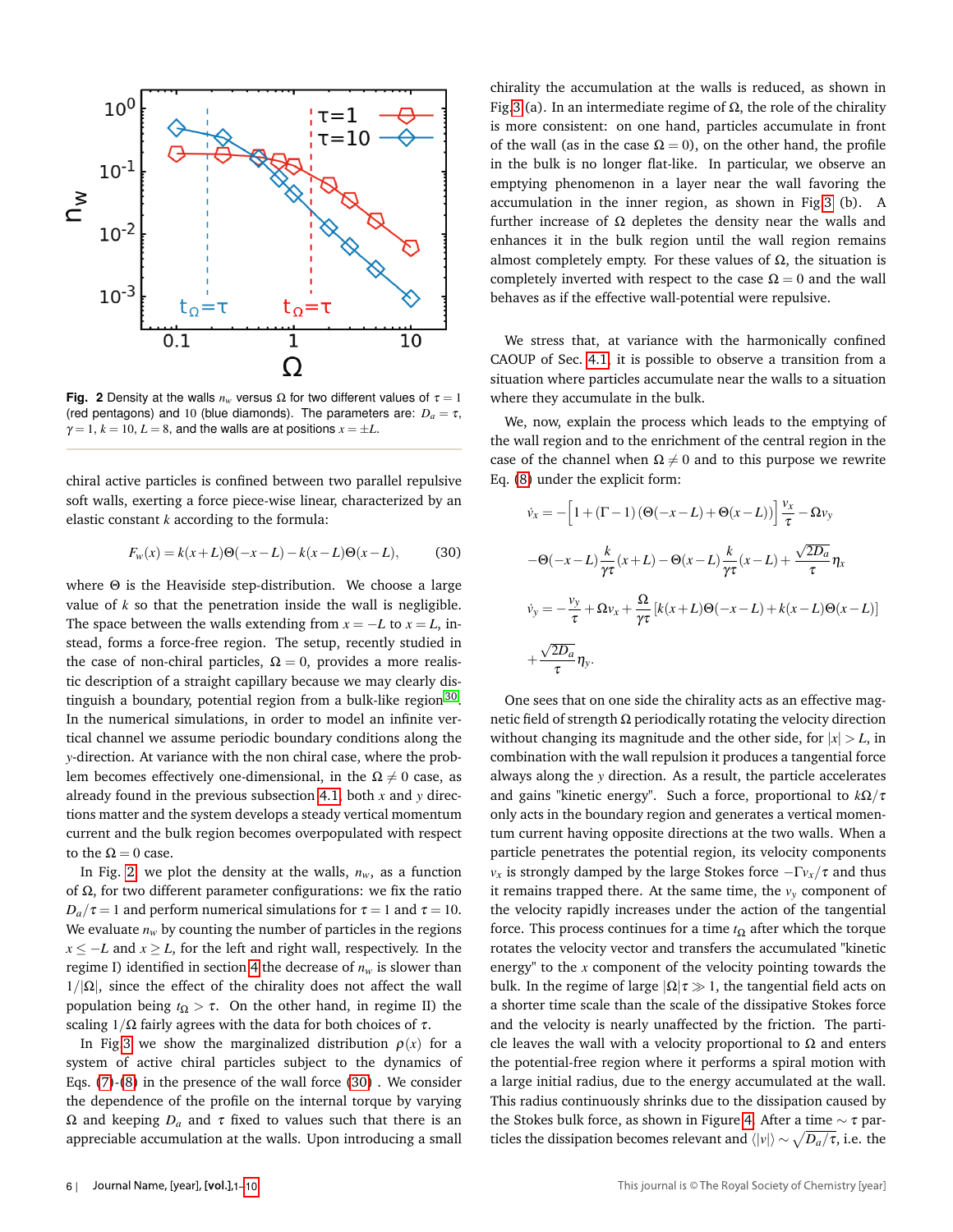Fig. 2 Density at the walls $n_w$ versus $\Omega$ for two different values of $\tau = 1$ (red pentagons) and 10 (blue diamonds). The parameters are: $D_a = \tau$, $\gamma = 1$, $k = 10$, $L = 8$, and the walls are at positions $x = \pm L$.

chiral active particles is confined between two parallel repulsive soft walls, exerting a force piece-wise linear, characterized by an elastic constant $k$ according to the formula:

$$F_w(x) = k(x+L)\Theta(-x-L) - k(x-L)\Theta(x-L), \tag{30}$$

where $\Theta$ is the Heaviside step-distribution. We choose a large value of $k$ so that the penetration inside the wall is negligible. The space between the walls extending from $x = -L$ to $x = L$, instead, forms a force-free region. The setup, recently studied in the case of non-chiral particles, $\Omega = 0$, provides a more realistic description of a straight capillary because we may clearly distinguish a boundary, potential region from a bulk-like region[30]. In the numerical simulations, in order to model an infinite vertical channel we assume periodic boundary conditions along the $y$-direction. At variance with the non chiral case, where the problem becomes effectively one-dimensional, in the $\Omega \neq 0$ case, as already found in the previous subsection 4.1, both $x$ and $y$ directions matter and the system develops a steady vertical momentum current and the bulk region becomes overpopulated with respect to the $\Omega = 0$ case.

In Fig. 2 we plot the density at the walls, $n_w$, as a function of $\Omega$, for two different parameter configurations: we fix the ratio $D_a/\tau = 1$ and perform numerical simulations for $\tau = 1$ and $\tau = 10$. We evaluate $n_w$ by counting the number of particles in the regions $x \leq -L$ and $x \geq L$, for the left and right wall, respectively. In the regime I) identified in section 4 the decrease of $n_w$ is slower than $1/|\Omega|$, since the effect of the chirality does not affect the wall population being $t_\Omega > \tau$. On the other hand, in regime II) the scaling $1/\Omega$ fairly agrees with the data for both choices of $\tau$.

In Fig 3 we show the marginalized distribution $\rho(x)$ for a system of active chiral particles subject to the dynamics of Eqs. (7)-(8) in the presence of the wall force (30) . We consider the dependence of the profile on the internal torque by varying $\Omega$ and keeping $D_a$ and $\tau$ fixed to values such that there is an appreciable accumulation at the walls. Upon introducing a small chirality the accumulation at the walls is reduced, as shown in Fig.3 (a). In an intermediate regime of $\Omega$, the role of the chirality is more consistent: on one hand, particles accumulate in front of the wall (as in the case $\Omega = 0$), on the other hand, the profile in the bulk is no longer flat-like. In particular, we observe an emptying phenomenon in a layer near the wall favoring the accumulation in the inner region, as shown in Fig 3 (b). A further increase of $\Omega$ depletes the density near the walls and enhances it in the bulk region until the wall region remains almost completely empty. For these values of $\Omega$, the situation is completely inverted with respect to the case $\Omega = 0$ and the wall behaves as if the effective wall-potential were repulsive.

We stress that, at variance with the harmonically confined CAOUP of Sec. 4.1, it is possible to observe a transition from a situation where particles accumulate near the walls to a situation where they accumulate in the bulk.

We, now, explain the process which leads to the emptying of the wall region and to the enrichment of the central region in the case of the channel when $\Omega \neq 0$ and to this purpose we rewrite Eq. (8) under the explicit form:

$$\dot{v}_x = -\Big[1 + (\Gamma - 1)\left(\Theta(-x-L) + \Theta(x-L)\right)\Big]\frac{v_x}{\tau} - \Omega v_y$$

$$-\Theta(-x-L)\frac{k}{\gamma\tau}(x+L) - \Theta(x-L)\frac{k}{\gamma\tau}(x-L) + \frac{\sqrt{2D_a}}{\tau}\eta_x$$

$$\dot{v}_y = -\frac{v_y}{\tau} + \Omega v_x + \frac{\Omega}{\gamma\tau}\left[k(x+L)\Theta(-x-L) + k(x-L)\Theta(x-L)\right]$$

$$+\frac{\sqrt{2D_a}}{\tau}\eta_y.$$

One sees that on one side the chirality acts as an effective magnetic field of strength $\Omega$ periodically rotating the velocity direction without changing its magnitude and the other side, for $|x| > L$, in combination with the wall repulsion it produces a tangential force always along the $y$ direction. As a result, the particle accelerates and gains "kinetic energy". Such a force, proportional to $k\Omega/\tau$ only acts in the boundary region and generates a vertical momentum current having opposite directions at the two walls. When a particle penetrates the potential region, its velocity components $v_x$ is strongly damped by the large Stokes force $-\Gamma v_x/\tau$ and thus it remains trapped there. At the same time, the $v_y$ component of the velocity rapidly increases under the action of the tangential force. This process continues for a time $t_\Omega$ after which the torque rotates the velocity vector and transfers the accumulated "kinetic energy" to the $x$ component of the velocity pointing towards the bulk. In the regime of large $|\Omega|\tau \gg 1$, the tangential field acts on a shorter time scale than the scale of the dissipative Stokes force and the velocity is nearly unaffected by the friction. The particle leaves the wall with a velocity proportional to $\Omega$ and enters the potential-free region where it performs a spiral motion with a large initial radius, due to the energy accumulated at the wall. This radius continuously shrinks due to the dissipation caused by the Stokes bulk force, as shown in Figure 4. After a time $\sim \tau$ particles the dissipation becomes relevant and $\langle|v|\rangle \sim \sqrt{D_a/\tau}$, i.e. the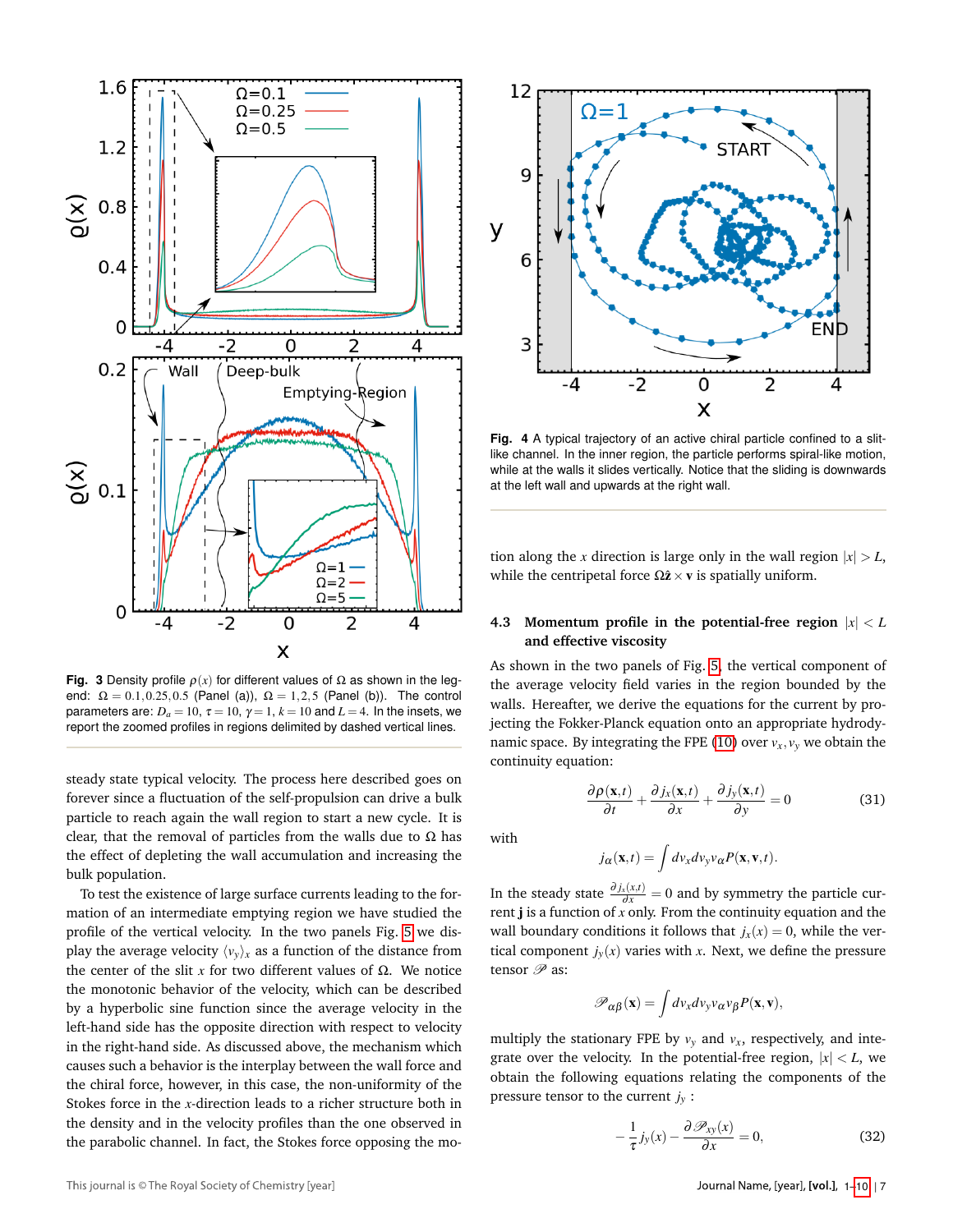**Fig. 3** Density profile $\rho(x)$ for different values of $\Omega$ as shown in the legend: $\Omega = 0.1, 0.25, 0.5$ (Panel (a)), $\Omega = 1, 2, 5$ (Panel (b)). The control parameters are: $D_a = 10$, $\tau = 10$, $\gamma = 1$, $k = 10$ and $L = 4$. In the insets, we report the zoomed profiles in regions delimited by dashed vertical lines.

steady state typical velocity. The process here described goes on forever since a fluctuation of the self-propulsion can drive a bulk particle to reach again the wall region to start a new cycle. It is clear, that the removal of particles from the walls due to $\Omega$ has the effect of depleting the wall accumulation and increasing the bulk population.

To test the existence of large surface currents leading to the formation of an intermediate emptying region we have studied the profile of the vertical velocity. In the two panels Fig. 5 we display the average velocity $\langle v_y \rangle_x$ as a function of the distance from the center of the slit $x$ for two different values of $\Omega$. We notice the monotonic behavior of the velocity, which can be described by a hyperbolic sine function since the average velocity in the left-hand side has the opposite direction with respect to velocity in the right-hand side. As discussed above, the mechanism which causes such a behavior is the interplay between the wall force and the chiral force, however, in this case, the non-uniformity of the Stokes force in the $x$-direction leads to a richer structure both in the density and in the velocity profiles than the one observed in the parabolic channel. In fact, the Stokes force opposing the motion along the $x$ direction is large only in the wall region $|x| > L$, while the centripetal force $\Omega \hat{\mathbf{z}} \times \mathbf{v}$ is spatially uniform.

**Fig. 4** A typical trajectory of an active chiral particle confined to a slit-like channel. In the inner region, the particle performs spiral-like motion, while at the walls it slides vertically. Notice that the sliding is downwards at the left wall and upwards at the right wall.

### 4.3 Momentum profile in the potential-free region $|x| < L$ and effective viscosity

As shown in the two panels of Fig. 5, the vertical component of the average velocity field varies in the region bounded by the walls. Hereafter, we derive the equations for the current by projecting the Fokker-Planck equation onto an appropriate hydrodynamic space. By integrating the FPE (10) over $v_x, v_y$ we obtain the continuity equation:

$$\frac{\partial \rho(\mathbf{x},t)}{\partial t} + \frac{\partial j_x(\mathbf{x},t)}{\partial x} + \frac{\partial j_y(\mathbf{x},t)}{\partial y} = 0 \tag{31}$$

with

$$j_\alpha(\mathbf{x},t) = \int dv_x dv_y v_\alpha P(\mathbf{x},\mathbf{v},t).$$

In the steady state $\frac{\partial j_x(x,t)}{\partial x} = 0$ and by symmetry the particle current $\mathbf{j}$ is a function of $x$ only. From the continuity equation and the wall boundary conditions it follows that $j_x(x) = 0$, while the vertical component $j_y(x)$ varies with $x$. Next, we define the pressure tensor $\mathscr{P}$ as:

$$\mathscr{P}_{\alpha\beta}(\mathbf{x}) = \int dv_x dv_y v_\alpha v_\beta P(\mathbf{x},\mathbf{v}),$$

multiply the stationary FPE by $v_y$ and $v_x$, respectively, and integrate over the velocity. In the potential-free region, $|x| < L$, we obtain the following equations relating the components of the pressure tensor to the current $j_y$ :

$$-\frac{1}{\tau} j_y(x) - \frac{\partial \mathscr{P}_{xy}(x)}{\partial x} = 0, \tag{32}$$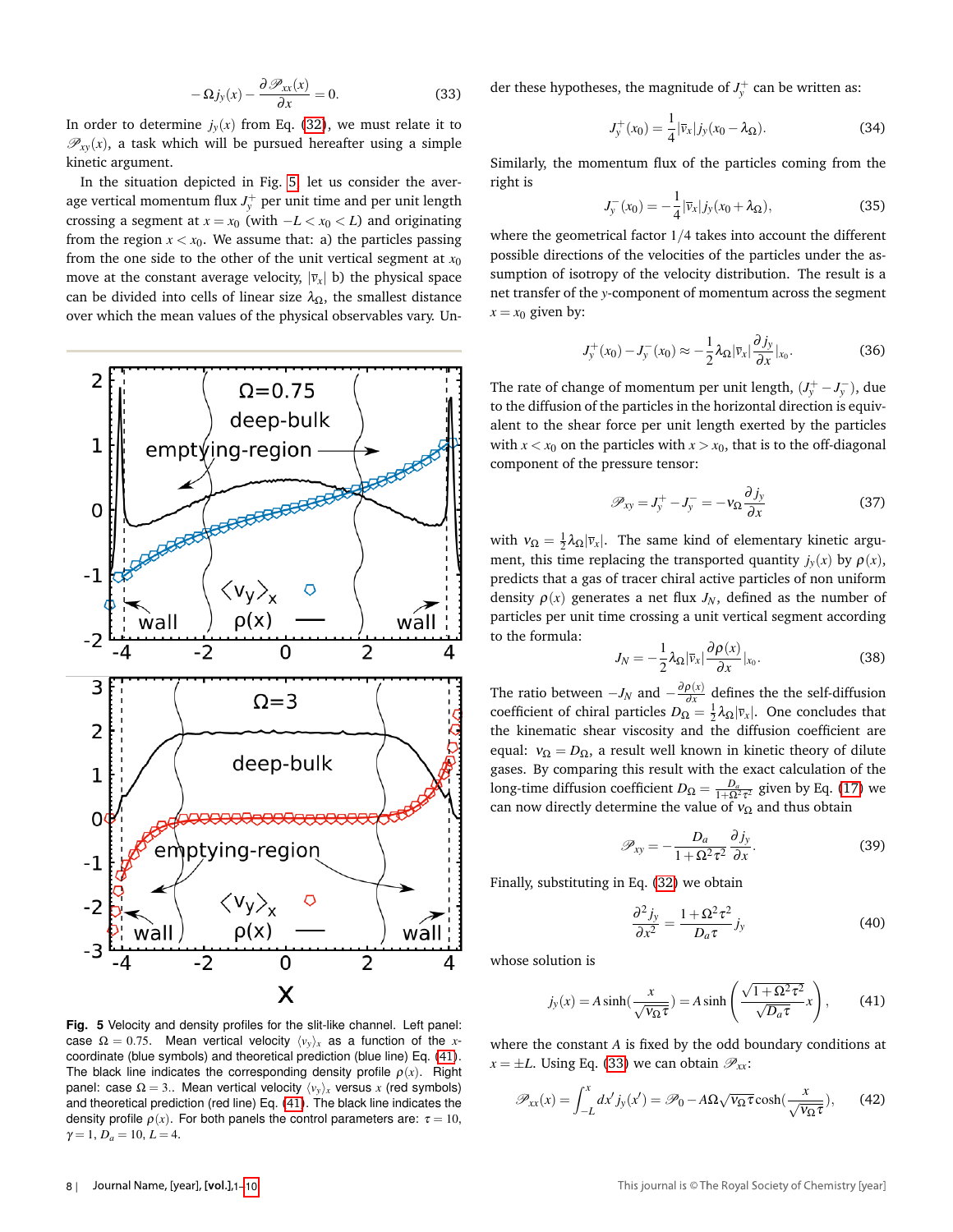$$-\Omega j_y(x) - \frac{\partial \mathscr{P}_{xx}(x)}{\partial x} = 0. \tag{33}$$

In order to determine $j_y(x)$ from Eq. (32), we must relate it to $\mathscr{P}_{xy}(x)$, a task which will be pursued hereafter using a simple kinetic argument.

In the situation depicted in Fig. 5 let us consider the average vertical momentum flux $J_y^+$ per unit time and per unit length crossing a segment at $x = x_0$ (with $-L < x_0 < L$) and originating from the region $x < x_0$. We assume that: a) the particles passing from the one side to the other of the unit vertical segment at $x_0$ move at the constant average velocity, $|\overline{v}_x|$ b) the physical space can be divided into cells of linear size $\lambda_\Omega$, the smallest distance over which the mean values of the physical observables vary. Under these hypotheses, the magnitude of $J_y^+$ can be written as:

$$J_y^+(x_0) = \frac{1}{4}|\overline{v}_x| j_y(x_0 - \lambda_\Omega). \tag{34}$$

Similarly, the momentum flux of the particles coming from the right is

$$J_y^-(x_0) = -\frac{1}{4}|\overline{v}_x| j_y(x_0 + \lambda_\Omega), \tag{35}$$

where the geometrical factor $1/4$ takes into account the different possible directions of the velocities of the particles under the assumption of isotropy of the velocity distribution. The result is a net transfer of the $y$-component of momentum across the segment $x = x_0$ given by:

$$J_y^+(x_0) - J_y^-(x_0) \approx -\frac{1}{2}\lambda_\Omega |\overline{v}_x| \frac{\partial j_y}{\partial x}|_{x_0}. \tag{36}$$

The rate of change of momentum per unit length, $(J_y^+ - J_y^-)$, due to the diffusion of the particles in the horizontal direction is equivalent to the shear force per unit length exerted by the particles with $x < x_0$ on the particles with $x > x_0$, that is to the off-diagonal component of the pressure tensor:

$$\mathscr{P}_{xy} = J_y^+ - J_y^- = -\nu_\Omega \frac{\partial j_y}{\partial x} \tag{37}$$

with $\nu_\Omega = \frac{1}{2}\lambda_\Omega |\overline{v}_x|$. The same kind of elementary kinetic argument, this time replacing the transported quantity $j_y(x)$ by $\rho(x)$, predicts that a gas of tracer chiral active particles of non uniform density $\rho(x)$ generates a net flux $J_N$, defined as the number of particles per unit time crossing a unit vertical segment according to the formula:

$$J_N = -\frac{1}{2}\lambda_\Omega |\overline{v}_x| \frac{\partial \rho(x)}{\partial x}|_{x_0}. \tag{38}$$

The ratio between $-J_N$ and $-\frac{\partial \rho(x)}{\partial x}$ defines the the self-diffusion coefficient of chiral particles $D_\Omega = \frac{1}{2}\lambda_\Omega |\overline{v}_x|$. One concludes that the kinematic shear viscosity and the diffusion coefficient are equal: $\nu_\Omega = D_\Omega$, a result well known in kinetic theory of dilute gases. By comparing this result with the exact calculation of the long-time diffusion coefficient $D_\Omega = \frac{D_a}{1+\Omega^2\tau^2}$ given by Eq. (17) we can now directly determine the value of $\nu_\Omega$ and thus obtain

$$\mathscr{P}_{xy} = -\frac{D_a}{1+\Omega^2\tau^2}\frac{\partial j_y}{\partial x}. \tag{39}$$

Finally, substituting in Eq. (32) we obtain

$$\frac{\partial^2 j_y}{\partial x^2} = \frac{1+\Omega^2\tau^2}{D_a \tau} j_y \tag{40}$$

whose solution is

$$j_y(x) = A\sinh\left(\frac{x}{\sqrt{\nu_\Omega \tau}}\right) = A\sinh\left(\frac{\sqrt{1+\Omega^2\tau^2}}{\sqrt{D_a\tau}}x\right), \tag{41}$$

where the constant $A$ is fixed by the odd boundary conditions at $x = \pm L$. Using Eq. (33) we can obtain $\mathscr{P}_{xx}$:

$$\mathscr{P}_{xx}(x) = \int_{-L}^{x} dx' j_y(x') = \mathscr{P}_0 - A\Omega\sqrt{\nu_\Omega \tau}\cosh\left(\frac{x}{\sqrt{\nu_\Omega \tau}}\right), \tag{42}$$

**Fig. 5** Velocity and density profiles for the slit-like channel. Left panel: case $\Omega = 0.75$. Mean vertical velocity $\langle v_y \rangle_x$ as a function of the $x$-coordinate (blue symbols) and theoretical prediction (blue line) Eq. (41). The black line indicates the corresponding density profile $\rho(x)$. Right panel: case $\Omega = 3.$. Mean vertical velocity $\langle v_y \rangle_x$ versus $x$ (red symbols) and theoretical prediction (red line) Eq. (41). The black line indicates the density profile $\rho(x)$. For both panels the control parameters are: $\tau = 10$, $\gamma = 1$, $D_a = 10$, $L = 4$.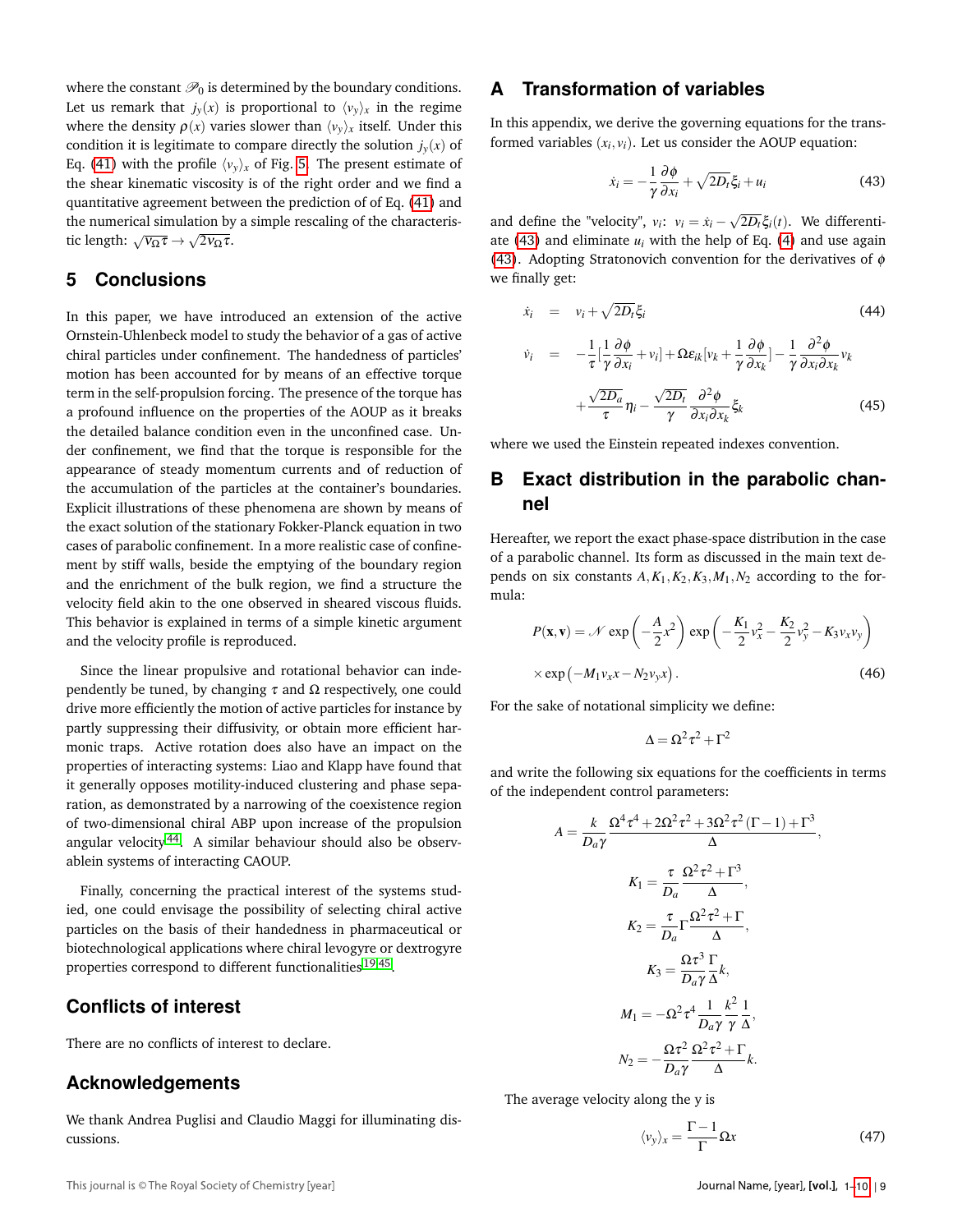where the constant $\mathscr{P}_0$ is determined by the boundary conditions. Let us remark that $j_y(x)$ is proportional to $\langle v_y \rangle_x$ in the regime where the density $\rho(x)$ varies slower than $\langle v_y \rangle_x$ itself. Under this condition it is legitimate to compare directly the solution $j_y(x)$ of Eq. (41) with the profile $\langle v_y \rangle_x$ of Fig. 5. The present estimate of the shear kinematic viscosity is of the right order and we find a quantitative agreement between the prediction of of Eq. (41) and the numerical simulation by a simple rescaling of the characteristic length: $\sqrt{\nu_\Omega \tau} \to \sqrt{2\nu_\Omega \tau}$.

## 5 Conclusions

In this paper, we have introduced an extension of the active Ornstein-Uhlenbeck model to study the behavior of a gas of active chiral particles under confinement. The handedness of particles' motion has been accounted for by means of an effective torque term in the self-propulsion forcing. The presence of the torque has a profound influence on the properties of the AOUP as it breaks the detailed balance condition even in the unconfined case. Under confinement, we find that the torque is responsible for the appearance of steady momentum currents and of reduction of the accumulation of the particles at the container's boundaries. Explicit illustrations of these phenomena are shown by means of the exact solution of the stationary Fokker-Planck equation in two cases of parabolic confinement. In a more realistic case of confinement by stiff walls, beside the emptying of the boundary region and the enrichment of the bulk region, we find a structure the velocity field akin to the one observed in sheared viscous fluids. This behavior is explained in terms of a simple kinetic argument and the velocity profile is reproduced.

Since the linear propulsive and rotational behavior can independently be tuned, by changing $\tau$ and $\Omega$ respectively, one could drive more efficiently the motion of active particles for instance by partly suppressing their diffusivity, or obtain more efficient harmonic traps. Active rotation does also have an impact on the properties of interacting systems: Liao and Klapp have found that it generally opposes motility-induced clustering and phase separation, as demonstrated by a narrowing of the coexistence region of two-dimensional chiral ABP upon increase of the propulsion angular velocity[44]. A similar behaviour should also be observablein systems of interacting CAOUP.

Finally, concerning the practical interest of the systems studied, one could envisage the possibility of selecting chiral active particles on the basis of their handedness in pharmaceutical or biotechnological applications where chiral levogyre or dextrogyre properties correspond to different functionalities[19,45].

## Conflicts of interest

There are no conflicts of interest to declare.

## Acknowledgements

We thank Andrea Puglisi and Claudio Maggi for illuminating discussions.

## A Transformation of variables

In this appendix, we derive the governing equations for the transformed variables $(x_i, v_i)$. Let us consider the AOUP equation:

$$\dot{x}_i = -\frac{1}{\gamma}\frac{\partial \phi}{\partial x_i} + \sqrt{2D_t}\xi_i + u_i \tag{43}$$

and define the "velocity", $v_i$: $v_i = \dot{x}_i - \sqrt{2D_t}\xi_i(t)$. We differentiate (43) and eliminate $u_i$ with the help of Eq. (4) and use again (43). Adopting Stratonovich convention for the derivatives of $\phi$ we finally get:

$$\dot{x}_i = v_i + \sqrt{2D_t}\xi_i \tag{44}$$

$$\dot{v}_i = -\frac{1}{\tau}\left[\frac{1}{\gamma}\frac{\partial \phi}{\partial x_i} + v_i\right] + \Omega\epsilon_{ik}\left[v_k + \frac{1}{\gamma}\frac{\partial \phi}{\partial x_k}\right] - \frac{1}{\gamma}\frac{\partial^2 \phi}{\partial x_i \partial x_k} v_k + \frac{\sqrt{2D_a}}{\tau}\eta_i - \frac{\sqrt{2D_t}}{\gamma}\frac{\partial^2 \phi}{\partial x_i \partial x_k}\xi_k \tag{45}$$

where we used the Einstein repeated indexes convention.

## B Exact distribution in the parabolic channel

Hereafter, we report the exact phase-space distribution in the case of a parabolic channel. Its form as discussed in the main text depends on six constants $A, K_1, K_2, K_3, M_1, N_2$ according to the formula:

$$P(\mathbf{x}, \mathbf{v}) = \mathscr{N} \exp\left(-\frac{A}{2}x^2\right) \exp\left(-\frac{K_1}{2}v_x^2 - \frac{K_2}{2}v_y^2 - K_3 v_x v_y\right) \times \exp\left(-M_1 v_x x - N_2 v_y x\right). \tag{46}$$

For the sake of notational simplicity we define:

$$\Delta = \Omega^2\tau^2 + \Gamma^2$$

and write the following six equations for the coefficients in terms of the independent control parameters:

$$A = \frac{k}{D_a\gamma}\frac{\Omega^4\tau^4 + 2\Omega^2\tau^2 + 3\Omega^2\tau^2(\Gamma-1) + \Gamma^3}{\Delta},$$

$$K_1 = \frac{\tau}{D_a}\frac{\Omega^2\tau^2 + \Gamma^3}{\Delta},$$

$$K_2 = \frac{\tau}{D_a}\Gamma\frac{\Omega^2\tau^2 + \Gamma}{\Delta},$$

$$K_3 = \frac{\Omega\tau^3}{D_a\gamma}\frac{\Gamma}{\Delta}k,$$

$$M_1 = -\Omega^2\tau^4\frac{1}{D_a\gamma}\frac{k^2}{\gamma}\frac{1}{\Delta},$$

$$N_2 = -\frac{\Omega\tau^2}{D_a\gamma}\frac{\Omega^2\tau^2 + \Gamma}{\Delta}k.$$

The average velocity along the y is

$$\langle v_y \rangle_x = \frac{\Gamma - 1}{\Gamma}\Omega x \tag{47}$$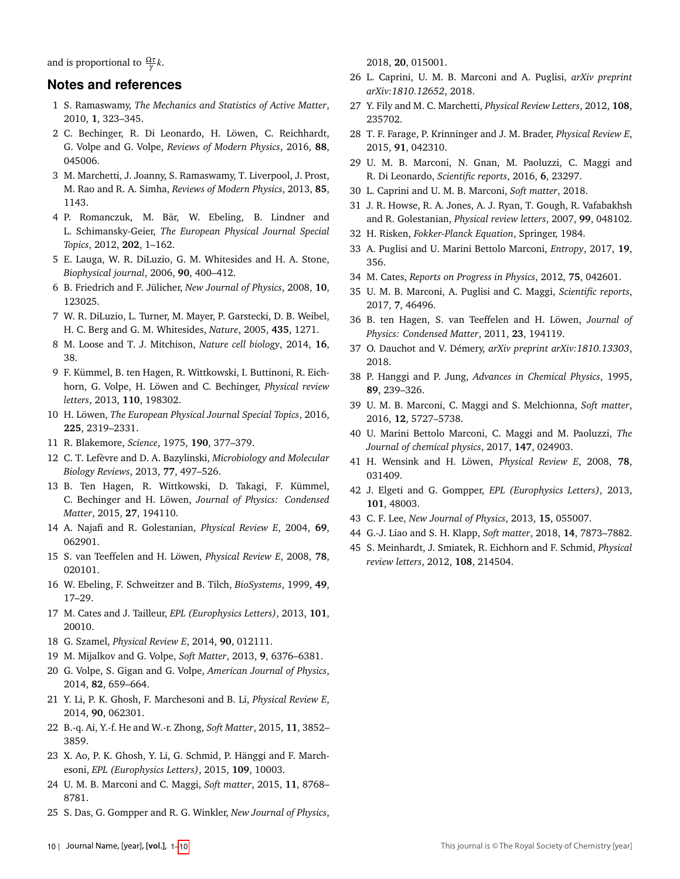and is proportional to $\frac{\Omega\tau}{\gamma}k$.

## Notes and references

1. S. Ramaswamy, *The Mechanics and Statistics of Active Matter*, 2010, **1**, 323–345.
2. C. Bechinger, R. Di Leonardo, H. Löwen, C. Reichhardt, G. Volpe and G. Volpe, *Reviews of Modern Physics*, 2016, **88**, 045006.
3. M. Marchetti, J. Joanny, S. Ramaswamy, T. Liverpool, J. Prost, M. Rao and R. A. Simha, *Reviews of Modern Physics*, 2013, **85**, 1143.
4. P. Romanczuk, M. Bär, W. Ebeling, B. Lindner and L. Schimansky-Geier, *The European Physical Journal Special Topics*, 2012, **202**, 1–162.
5. E. Lauga, W. R. DiLuzio, G. M. Whitesides and H. A. Stone, *Biophysical journal*, 2006, **90**, 400–412.
6. B. Friedrich and F. Jülicher, *New Journal of Physics*, 2008, **10**, 123025.
7. W. R. DiLuzio, L. Turner, M. Mayer, P. Garstecki, D. B. Weibel, H. C. Berg and G. M. Whitesides, *Nature*, 2005, **435**, 1271.
8. M. Loose and T. J. Mitchison, *Nature cell biology*, 2014, **16**, 38.
9. F. Kümmel, B. ten Hagen, R. Wittkowski, I. Buttinoni, R. Eichhorn, G. Volpe, H. Löwen and C. Bechinger, *Physical review letters*, 2013, **110**, 198302.
10. H. Löwen, *The European Physical Journal Special Topics*, 2016, **225**, 2319–2331.
11. R. Blakemore, *Science*, 1975, **190**, 377–379.
12. C. T. Lefèvre and D. A. Bazylinski, *Microbiology and Molecular Biology Reviews*, 2013, **77**, 497–526.
13. B. Ten Hagen, R. Wittkowski, D. Takagi, F. Kümmel, C. Bechinger and H. Löwen, *Journal of Physics: Condensed Matter*, 2015, **27**, 194110.
14. A. Najafi and R. Golestanian, *Physical Review E*, 2004, **69**, 062901.
15. S. van Teeffelen and H. Löwen, *Physical Review E*, 2008, **78**, 020101.
16. W. Ebeling, F. Schweitzer and B. Tilch, *BioSystems*, 1999, **49**, 17–29.
17. M. Cates and J. Tailleur, *EPL (Europhysics Letters)*, 2013, **101**, 20010.
18. G. Szamel, *Physical Review E*, 2014, **90**, 012111.
19. M. Mijalkov and G. Volpe, *Soft Matter*, 2013, **9**, 6376–6381.
20. G. Volpe, S. Gigan and G. Volpe, *American Journal of Physics*, 2014, **82**, 659–664.
21. Y. Li, P. K. Ghosh, F. Marchesoni and B. Li, *Physical Review E*, 2014, **90**, 062301.
22. B.-q. Ai, Y.-f. He and W.-r. Zhong, *Soft Matter*, 2015, **11**, 3852–3859.
23. X. Ao, P. K. Ghosh, Y. Li, G. Schmid, P. Hänggi and F. Marchesoni, *EPL (Europhysics Letters)*, 2015, **109**, 10003.
24. U. M. B. Marconi and C. Maggi, *Soft matter*, 2015, **11**, 8768–8781.
25. S. Das, G. Gompper and R. G. Winkler, *New Journal of Physics*, 2018, **20**, 015001.
26. L. Caprini, U. M. B. Marconi and A. Puglisi, *arXiv preprint arXiv:1810.12652*, 2018.
27. Y. Fily and M. C. Marchetti, *Physical Review Letters*, 2012, **108**, 235702.
28. T. F. Farage, P. Krinninger and J. M. Brader, *Physical Review E*, 2015, **91**, 042310.
29. U. M. B. Marconi, N. Gnan, M. Paoluzzi, C. Maggi and R. Di Leonardo, *Scientific reports*, 2016, **6**, 23297.
30. L. Caprini and U. M. B. Marconi, *Soft matter*, 2018.
31. J. R. Howse, R. A. Jones, A. J. Ryan, T. Gough, R. Vafabakhsh and R. Golestanian, *Physical review letters*, 2007, **99**, 048102.
32. H. Risken, *Fokker-Planck Equation*, Springer, 1984.
33. A. Puglisi and U. Marini Bettolo Marconi, *Entropy*, 2017, **19**, 356.
34. M. Cates, *Reports on Progress in Physics*, 2012, **75**, 042601.
35. U. M. B. Marconi, A. Puglisi and C. Maggi, *Scientific reports*, 2017, **7**, 46496.
36. B. ten Hagen, S. van Teeffelen and H. Löwen, *Journal of Physics: Condensed Matter*, 2011, **23**, 194119.
37. O. Dauchot and V. Démery, *arXiv preprint arXiv:1810.13303*, 2018.
38. P. Hanggi and P. Jung, *Advances in Chemical Physics*, 1995, **89**, 239–326.
39. U. M. B. Marconi, C. Maggi and S. Melchionna, *Soft matter*, 2016, **12**, 5727–5738.
40. U. Marini Bettolo Marconi, C. Maggi and M. Paoluzzi, *The Journal of chemical physics*, 2017, **147**, 024903.
41. H. Wensink and H. Löwen, *Physical Review E*, 2008, **78**, 031409.
42. J. Elgeti and G. Gompper, *EPL (Europhysics Letters)*, 2013, **101**, 48003.
43. C. F. Lee, *New Journal of Physics*, 2013, **15**, 055007.
44. G.-J. Liao and S. H. Klapp, *Soft matter*, 2018, **14**, 7873–7882.
45. S. Meinhardt, J. Smiatek, R. Eichhorn and F. Schmid, *Physical review letters*, 2012, **108**, 214504.